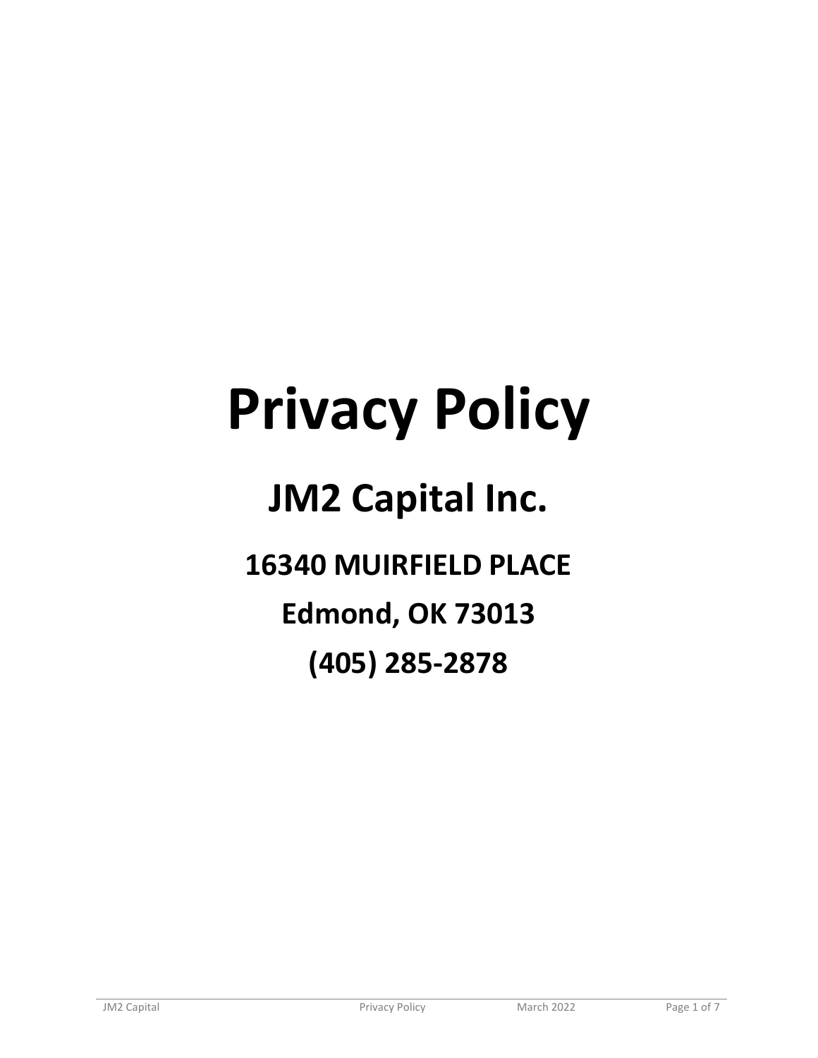# Privacy Policy

## JM2 Capital Inc.

### 16340 MUIRFIELD PLACE

### Edmond, OK 73013

### (405) 285-2878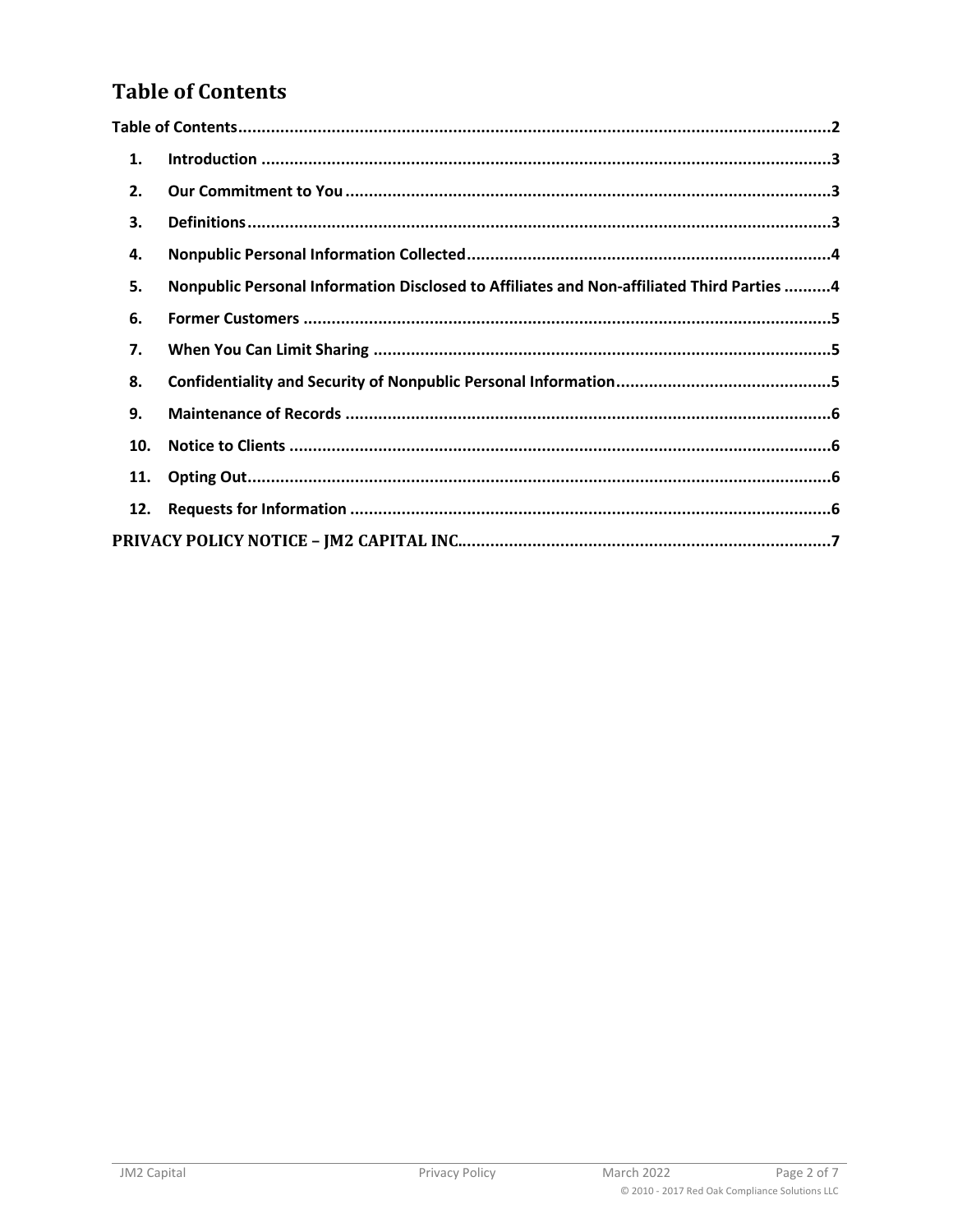# Table of Contents

Table of Contents ... 2

1. Introduction ... 3
2. Our Commitment to You ... 3
3. Definitions ... 3
4. Nonpublic Personal Information Collected ... 4
5. Nonpublic Personal Information Disclosed to Affiliates and Non-affiliated Third Parties ... 4
6. Former Customers ... 5
7. When You Can Limit Sharing ... 5
8. Confidentiality and Security of Nonpublic Personal Information ... 5
9. Maintenance of Records ... 6
10. Notice to Clients ... 6
11. Opting Out ... 6
12. Requests for Information ... 6

PRIVACY POLICY NOTICE – JM2 CAPITAL INC. ... 7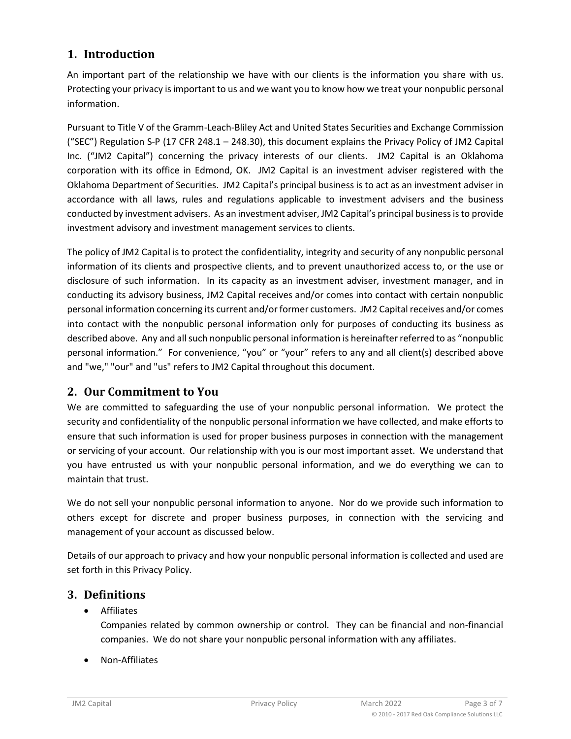## 1. Introduction

An important part of the relationship we have with our clients is the information you share with us. Protecting your privacy is important to us and we want you to know how we treat your nonpublic personal information.

Pursuant to Title V of the Gramm-Leach-Bliley Act and United States Securities and Exchange Commission ("SEC") Regulation S-P (17 CFR 248.1 – 248.30), this document explains the Privacy Policy of JM2 Capital Inc. ("JM2 Capital") concerning the privacy interests of our clients. JM2 Capital is an Oklahoma corporation with its office in Edmond, OK. JM2 Capital is an investment adviser registered with the Oklahoma Department of Securities. JM2 Capital's principal business is to act as an investment adviser in accordance with all laws, rules and regulations applicable to investment advisers and the business conducted by investment advisers. As an investment adviser, JM2 Capital's principal business is to provide investment advisory and investment management services to clients.

The policy of JM2 Capital is to protect the confidentiality, integrity and security of any nonpublic personal information of its clients and prospective clients, and to prevent unauthorized access to, or the use or disclosure of such information. In its capacity as an investment adviser, investment manager, and in conducting its advisory business, JM2 Capital receives and/or comes into contact with certain nonpublic personal information concerning its current and/or former customers. JM2 Capital receives and/or comes into contact with the nonpublic personal information only for purposes of conducting its business as described above. Any and all such nonpublic personal information is hereinafter referred to as "nonpublic personal information." For convenience, "you" or "your" refers to any and all client(s) described above and "we," "our" and "us" refers to JM2 Capital throughout this document.

## 2. Our Commitment to You

We are committed to safeguarding the use of your nonpublic personal information. We protect the security and confidentiality of the nonpublic personal information we have collected, and make efforts to ensure that such information is used for proper business purposes in connection with the management or servicing of your account. Our relationship with you is our most important asset. We understand that you have entrusted us with your nonpublic personal information, and we do everything we can to maintain that trust.

We do not sell your nonpublic personal information to anyone. Nor do we provide such information to others except for discrete and proper business purposes, in connection with the servicing and management of your account as discussed below.

Details of our approach to privacy and how your nonpublic personal information is collected and used are set forth in this Privacy Policy.

## 3. Definitions

- Affiliates

  Companies related by common ownership or control. They can be financial and non-financial companies. We do not share your nonpublic personal information with any affiliates.

- Non-Affiliates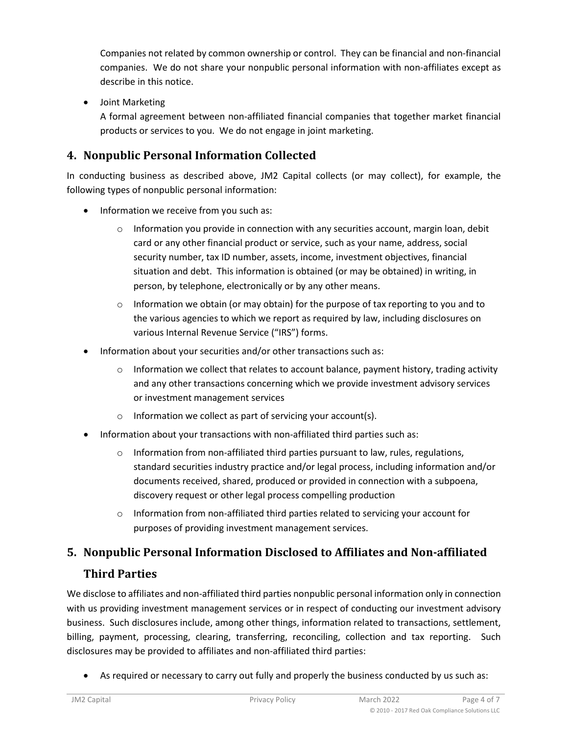Companies not related by common ownership or control. They can be financial and non-financial companies. We do not share your nonpublic personal information with non-affiliates except as describe in this notice.

- Joint Marketing
  A formal agreement between non-affiliated financial companies that together market financial products or services to you. We do not engage in joint marketing.

## 4. Nonpublic Personal Information Collected

In conducting business as described above, JM2 Capital collects (or may collect), for example, the following types of nonpublic personal information:

- Information we receive from you such as:
  - Information you provide in connection with any securities account, margin loan, debit card or any other financial product or service, such as your name, address, social security number, tax ID number, assets, income, investment objectives, financial situation and debt. This information is obtained (or may be obtained) in writing, in person, by telephone, electronically or by any other means.
  - Information we obtain (or may obtain) for the purpose of tax reporting to you and to the various agencies to which we report as required by law, including disclosures on various Internal Revenue Service ("IRS") forms.
- Information about your securities and/or other transactions such as:
  - Information we collect that relates to account balance, payment history, trading activity and any other transactions concerning which we provide investment advisory services or investment management services
  - Information we collect as part of servicing your account(s).
- Information about your transactions with non-affiliated third parties such as:
  - Information from non-affiliated third parties pursuant to law, rules, regulations, standard securities industry practice and/or legal process, including information and/or documents received, shared, produced or provided in connection with a subpoena, discovery request or other legal process compelling production
  - Information from non-affiliated third parties related to servicing your account for purposes of providing investment management services.

## 5. Nonpublic Personal Information Disclosed to Affiliates and Non-affiliated Third Parties

We disclose to affiliates and non-affiliated third parties nonpublic personal information only in connection with us providing investment management services or in respect of conducting our investment advisory business. Such disclosures include, among other things, information related to transactions, settlement, billing, payment, processing, clearing, transferring, reconciling, collection and tax reporting. Such disclosures may be provided to affiliates and non-affiliated third parties:

- As required or necessary to carry out fully and properly the business conducted by us such as: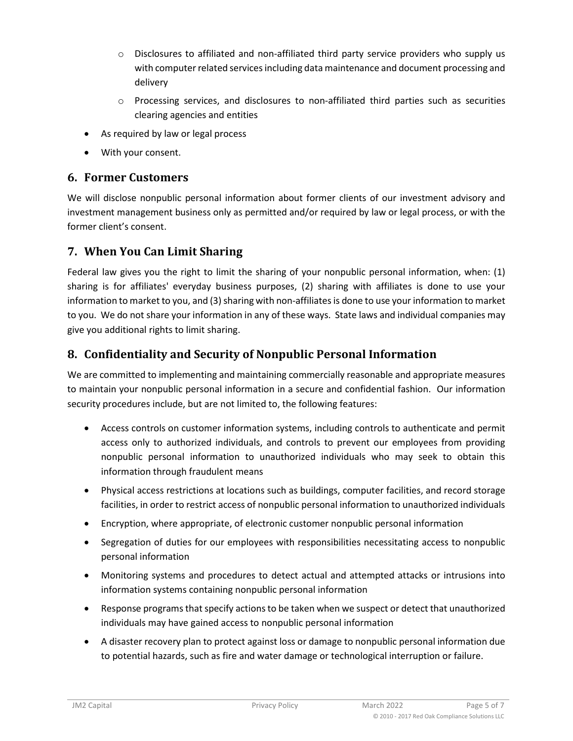- Disclosures to affiliated and non-affiliated third party service providers who supply us with computer related services including data maintenance and document processing and delivery
  - Processing services, and disclosures to non-affiliated third parties such as securities clearing agencies and entities
- As required by law or legal process
- With your consent.

## 6. Former Customers

We will disclose nonpublic personal information about former clients of our investment advisory and investment management business only as permitted and/or required by law or legal process, or with the former client's consent.

## 7. When You Can Limit Sharing

Federal law gives you the right to limit the sharing of your nonpublic personal information, when: (1) sharing is for affiliates' everyday business purposes, (2) sharing with affiliates is done to use your information to market to you, and (3) sharing with non-affiliates is done to use your information to market to you. We do not share your information in any of these ways. State laws and individual companies may give you additional rights to limit sharing.

## 8. Confidentiality and Security of Nonpublic Personal Information

We are committed to implementing and maintaining commercially reasonable and appropriate measures to maintain your nonpublic personal information in a secure and confidential fashion. Our information security procedures include, but are not limited to, the following features:

- Access controls on customer information systems, including controls to authenticate and permit access only to authorized individuals, and controls to prevent our employees from providing nonpublic personal information to unauthorized individuals who may seek to obtain this information through fraudulent means
- Physical access restrictions at locations such as buildings, computer facilities, and record storage facilities, in order to restrict access of nonpublic personal information to unauthorized individuals
- Encryption, where appropriate, of electronic customer nonpublic personal information
- Segregation of duties for our employees with responsibilities necessitating access to nonpublic personal information
- Monitoring systems and procedures to detect actual and attempted attacks or intrusions into information systems containing nonpublic personal information
- Response programs that specify actions to be taken when we suspect or detect that unauthorized individuals may have gained access to nonpublic personal information
- A disaster recovery plan to protect against loss or damage to nonpublic personal information due to potential hazards, such as fire and water damage or technological interruption or failure.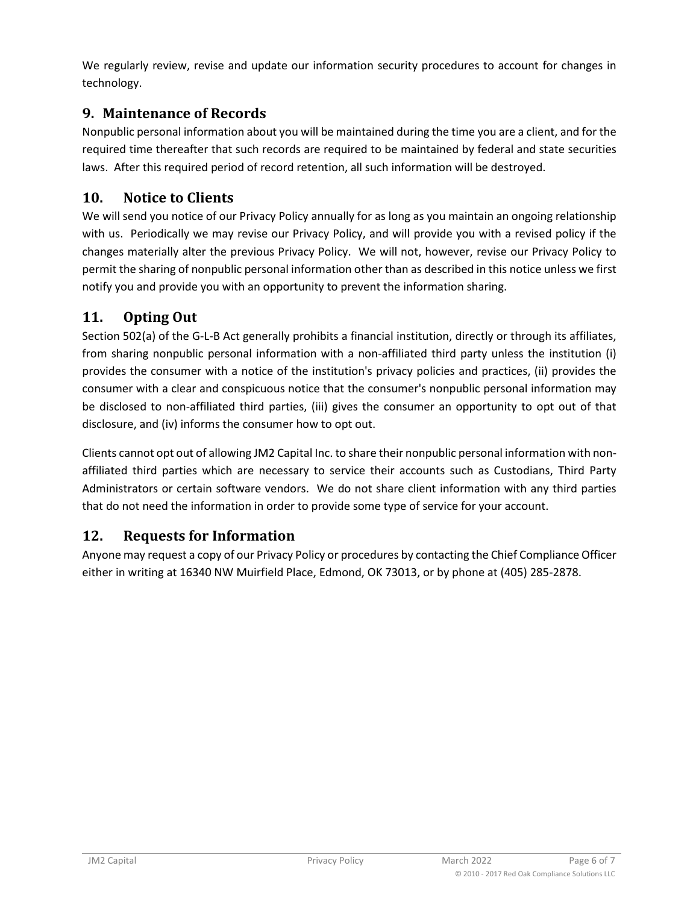We regularly review, revise and update our information security procedures to account for changes in technology.

## 9. Maintenance of Records

Nonpublic personal information about you will be maintained during the time you are a client, and for the required time thereafter that such records are required to be maintained by federal and state securities laws. After this required period of record retention, all such information will be destroyed.

## 10. Notice to Clients

We will send you notice of our Privacy Policy annually for as long as you maintain an ongoing relationship with us. Periodically we may revise our Privacy Policy, and will provide you with a revised policy if the changes materially alter the previous Privacy Policy. We will not, however, revise our Privacy Policy to permit the sharing of nonpublic personal information other than as described in this notice unless we first notify you and provide you with an opportunity to prevent the information sharing.

## 11. Opting Out

Section 502(a) of the G-L-B Act generally prohibits a financial institution, directly or through its affiliates, from sharing nonpublic personal information with a non-affiliated third party unless the institution (i) provides the consumer with a notice of the institution's privacy policies and practices, (ii) provides the consumer with a clear and conspicuous notice that the consumer's nonpublic personal information may be disclosed to non-affiliated third parties, (iii) gives the consumer an opportunity to opt out of that disclosure, and (iv) informs the consumer how to opt out.

Clients cannot opt out of allowing JM2 Capital Inc. to share their nonpublic personal information with non-affiliated third parties which are necessary to service their accounts such as Custodians, Third Party Administrators or certain software vendors. We do not share client information with any third parties that do not need the information in order to provide some type of service for your account.

## 12. Requests for Information

Anyone may request a copy of our Privacy Policy or procedures by contacting the Chief Compliance Officer either in writing at 16340 NW Muirfield Place, Edmond, OK 73013, or by phone at (405) 285-2878.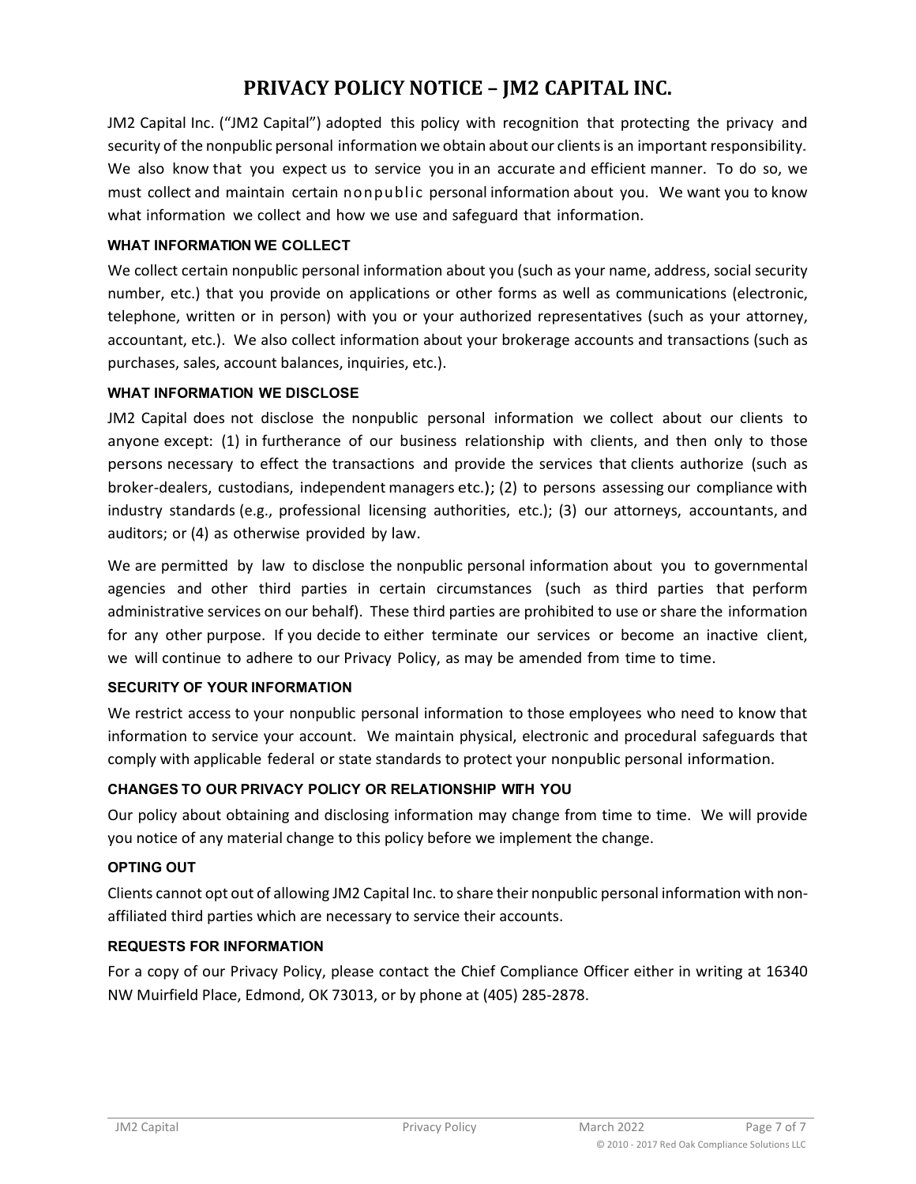# PRIVACY POLICY NOTICE – JM2 CAPITAL INC.

JM2 Capital Inc. ("JM2 Capital") adopted this policy with recognition that protecting the privacy and security of the nonpublic personal information we obtain about our clients is an important responsibility. We also know that you expect us to service you in an accurate and efficient manner. To do so, we must collect and maintain certain nonpublic personal information about you. We want you to know what information we collect and how we use and safeguard that information.

### WHAT INFORMATION WE COLLECT

We collect certain nonpublic personal information about you (such as your name, address, social security number, etc.) that you provide on applications or other forms as well as communications (electronic, telephone, written or in person) with you or your authorized representatives (such as your attorney, accountant, etc.). We also collect information about your brokerage accounts and transactions (such as purchases, sales, account balances, inquiries, etc.).

### WHAT INFORMATION WE DISCLOSE

JM2 Capital does not disclose the nonpublic personal information we collect about our clients to anyone except: (1) in furtherance of our business relationship with clients, and then only to those persons necessary to effect the transactions and provide the services that clients authorize (such as broker-dealers, custodians, independent managers etc.); (2) to persons assessing our compliance with industry standards (e.g., professional licensing authorities, etc.); (3) our attorneys, accountants, and auditors; or (4) as otherwise provided by law.

We are permitted by law to disclose the nonpublic personal information about you to governmental agencies and other third parties in certain circumstances (such as third parties that perform administrative services on our behalf). These third parties are prohibited to use or share the information for any other purpose. If you decide to either terminate our services or become an inactive client, we will continue to adhere to our Privacy Policy, as may be amended from time to time.

### SECURITY OF YOUR INFORMATION

We restrict access to your nonpublic personal information to those employees who need to know that information to service your account. We maintain physical, electronic and procedural safeguards that comply with applicable federal or state standards to protect your nonpublic personal information.

### CHANGES TO OUR PRIVACY POLICY OR RELATIONSHIP WITH YOU

Our policy about obtaining and disclosing information may change from time to time. We will provide you notice of any material change to this policy before we implement the change.

### OPTING OUT

Clients cannot opt out of allowing JM2 Capital Inc. to share their nonpublic personal information with non-affiliated third parties which are necessary to service their accounts.

### REQUESTS FOR INFORMATION

For a copy of our Privacy Policy, please contact the Chief Compliance Officer either in writing at 16340 NW Muirfield Place, Edmond, OK 73013, or by phone at (405) 285-2878.